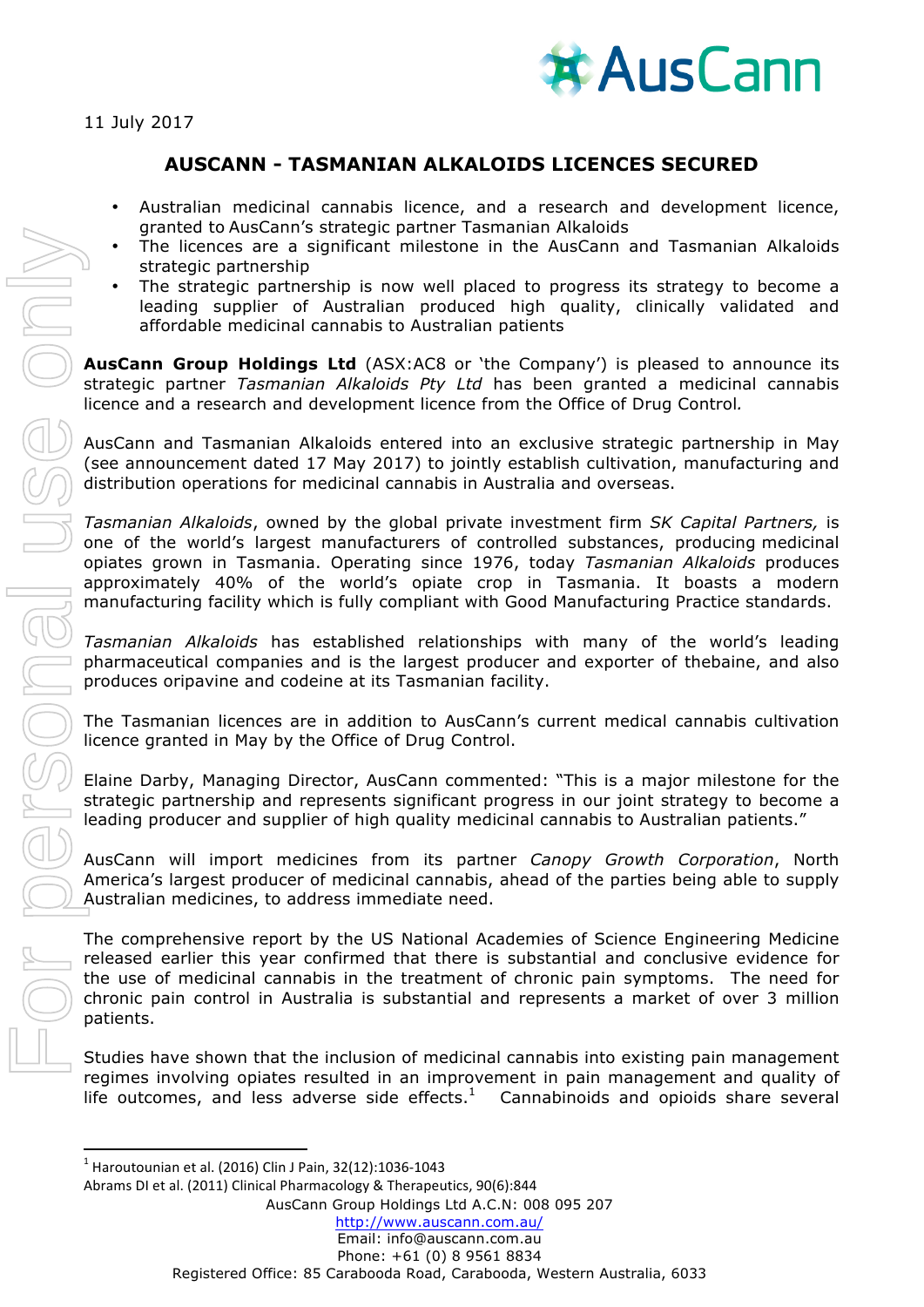AusCann

11 July 2017

# AUSCANN - TASMANIAN ALKALOIDS LICENCES SECURED

- Australian medicinal cannabis licence, and a research and development licence, granted to AusCann's strategic partner Tasmanian Alkaloids
- The licences are a significant milestone in the AusCann and Tasmanian Alkaloids strategic partnership
- The strategic partnership is now well placed to progress its strategy to become a leading supplier of Australian produced high quality, clinically validated and affordable medicinal cannabis to Australian patients

**AusCann Group Holdings Ltd** (ASX:AC8 or 'the Company') is pleased to announce its strategic partner *Tasmanian Alkaloids Pty Ltd* has been granted a medicinal cannabis licence and a research and development licence from the Office of Drug Control.

AusCann and Tasmanian Alkaloids entered into an exclusive strategic partnership in May (see announcement dated 17 May 2017) to jointly establish cultivation, manufacturing and distribution operations for medicinal cannabis in Australia and overseas.

*Tasmanian Alkaloids*, owned by the global private investment firm *SK Capital Partners,* is one of the world's largest manufacturers of controlled substances, producing medicinal opiates grown in Tasmania. Operating since 1976, today *Tasmanian Alkaloids* produces approximately 40% of the world's opiate crop in Tasmania. It boasts a modern manufacturing facility which is fully compliant with Good Manufacturing Practice standards.

*Tasmanian Alkaloids* has established relationships with many of the world's leading pharmaceutical companies and is the largest producer and exporter of thebaine, and also produces oripavine and codeine at its Tasmanian facility.

The Tasmanian licences are in addition to AusCann's current medical cannabis cultivation licence granted in May by the Office of Drug Control.

Elaine Darby, Managing Director, AusCann commented: "This is a major milestone for the strategic partnership and represents significant progress in our joint strategy to become a leading producer and supplier of high quality medicinal cannabis to Australian patients."

AusCann will import medicines from its partner *Canopy Growth Corporation*, North America's largest producer of medicinal cannabis, ahead of the parties being able to supply Australian medicines, to address immediate need.

The comprehensive report by the US National Academies of Science Engineering Medicine released earlier this year confirmed that there is substantial and conclusive evidence for the use of medicinal cannabis in the treatment of chronic pain symptoms. The need for chronic pain control in Australia is substantial and represents a market of over 3 million patients.

Studies have shown that the inclusion of medicinal cannabis into existing pain management regimes involving opiates resulted in an improvement in pain management and quality of life outcomes, and less adverse side effects.[1] Cannabinoids and opioids share several

[1] Haroutounian et al. (2016) Clin J Pain, 32(12):1036-1043
Abrams DI et al. (2011) Clinical Pharmacology & Therapeutics, 90(6):844

AusCann Group Holdings Ltd A.C.N: 008 095 207
http://www.auscann.com.au/
Email: info@auscann.com.au
Phone: +61 (0) 8 9561 8834
Registered Office: 85 Carabooda Road, Carabooda, Western Australia, 6033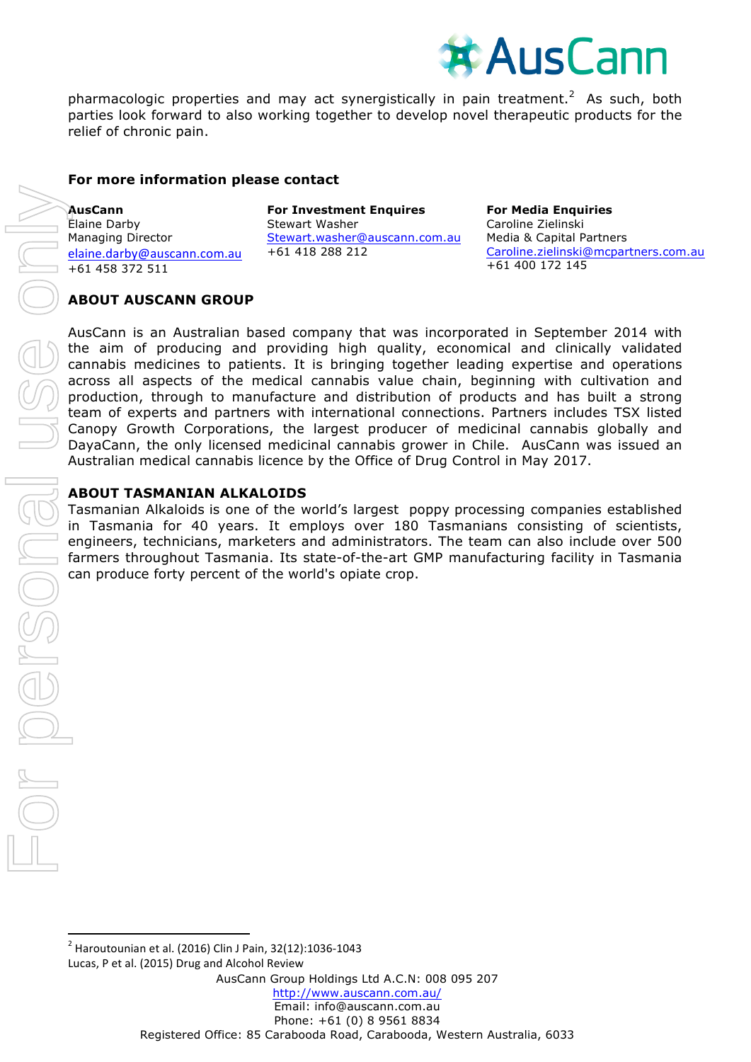pharmacologic properties and may act synergistically in pain treatment.[2] As such, both parties look forward to also working together to develop novel therapeutic products for the relief of chronic pain.

**For more information please contact**

**AusCann**
Elaine Darby
Managing Director
elaine.darby@auscann.com.au
+61 458 372 511

**For Investment Enquires**
Stewart Washer
Stewart.washer@auscann.com.au
+61 418 288 212

**For Media Enquiries**
Caroline Zielinski
Media & Capital Partners
Caroline.zielinski@mcpartners.com.au
+61 400 172 145

## ABOUT AUSCANN GROUP

AusCann is an Australian based company that was incorporated in September 2014 with the aim of producing and providing high quality, economical and clinically validated cannabis medicines to patients. It is bringing together leading expertise and operations across all aspects of the medical cannabis value chain, beginning with cultivation and production, through to manufacture and distribution of products and has built a strong team of experts and partners with international connections. Partners includes TSX listed Canopy Growth Corporations, the largest producer of medicinal cannabis globally and DayaCann, the only licensed medicinal cannabis grower in Chile. AusCann was issued an Australian medical cannabis licence by the Office of Drug Control in May 2017.

## ABOUT TASMANIAN ALKALOIDS

Tasmanian Alkaloids is one of the world's largest poppy processing companies established in Tasmania for 40 years. It employs over 180 Tasmanians consisting of scientists, engineers, technicians, marketers and administrators. The team can also include over 500 farmers throughout Tasmania. Its state-of-the-art GMP manufacturing facility in Tasmania can produce forty percent of the world's opiate crop.

[2] Haroutounian et al. (2016) Clin J Pain, 32(12):1036-1043
Lucas, P et al. (2015) Drug and Alcohol Review

AusCann Group Holdings Ltd A.C.N: 008 095 207
http://www.auscann.com.au/
Email: info@auscann.com.au
Phone: +61 (0) 8 9561 8834
Registered Office: 85 Carabooda Road, Carabooda, Western Australia, 6033